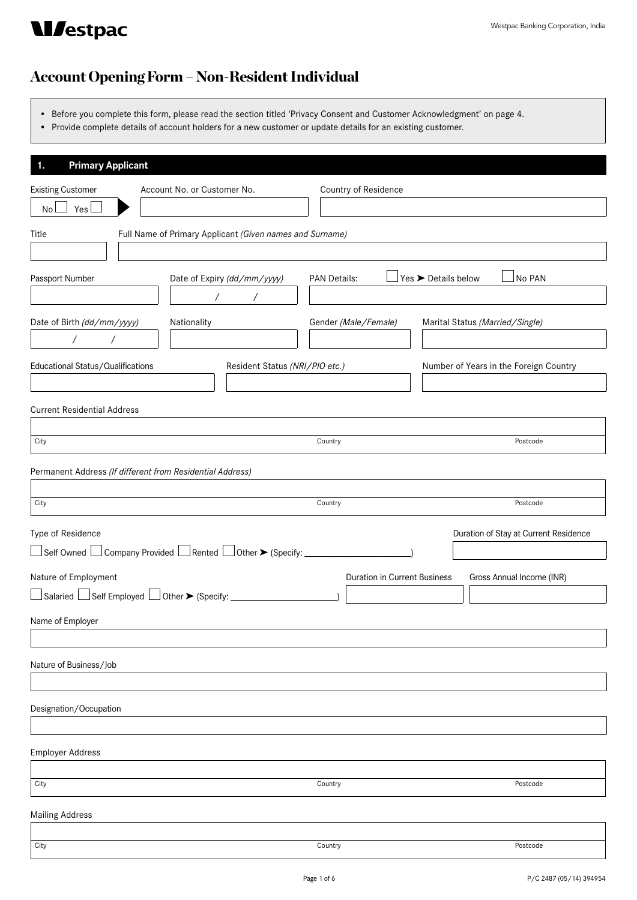# Account Opening Form – Non-Resident Individual

- Before you complete this form, please read the section titled 'Privacy Consent and Customer Acknowledgment' on page 4.
- Provide complete details of account holders for a new customer or update details for an existing customer.

## 1. Primary Applicant

Existing Customer ☐ No ☐ Yes ➤ Account No. or Customer No. ____________

Country of Residence ____________

Title ____________

Full Name of Primary Applicant *(Given names and Surname)* ____________

Passport Number ____________

Date of Expiry *(dd/mm/yyyy)* ___ / ___ / ___

PAN Details: ☐ Yes ➤ Details below ☐ No PAN ____________

Date of Birth *(dd/mm/yyyy)* ___ / ___ / ___

Nationality ____________

Gender *(Male/Female)* ____________

Marital Status *(Married/Single)* ____________

Educational Status/Qualifications ____________

Resident Status *(NRI/PIO etc.)* ____________

Number of Years in the Foreign Country ____________

Current Residential Address ____________

City ____________ Country ____________ Postcode ____________

Permanent Address *(If different from Residential Address)* ____________

City ____________ Country ____________ Postcode ____________

Type of Residence ☐ Self Owned ☐ Company Provided ☐ Rented ☐ Other ➤ (Specify: ____________)

Duration of Stay at Current Residence ____________

Nature of Employment ☐ Salaried ☐ Self Employed ☐ Other ➤ (Specify: ____________)

Duration in Current Business ____________

Gross Annual Income (INR) ____________

Name of Employer ____________

Nature of Business/Job ____________

Designation/Occupation ____________

Employer Address ____________

City ____________ Country ____________ Postcode ____________

Mailing Address ____________

City ____________ Country ____________ Postcode ____________

P/C 2487 (05/14) 394954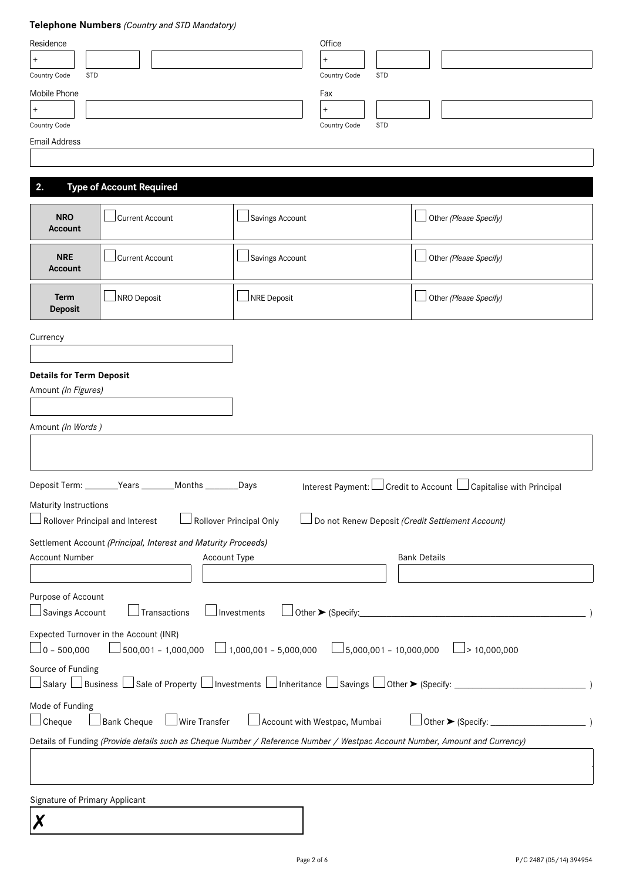**Telephone Numbers** *(Country and STD Mandatory)*

Residence

+ ______ ______ ______

Country Code STD

Office

+ ______ ______ ______

Country Code STD

Mobile Phone

+ ______ ______

Country Code

Fax

+ ______ ______ ______

Country Code STD

Email Address

______

## 2. Type of Account Required

| | | | |
|---|---|---|---|
| **NRO Account** | ☐ Current Account | ☐ Savings Account | ☐ Other *(Please Specify)* |
| **NRE Account** | ☐ Current Account | ☐ Savings Account | ☐ Other *(Please Specify)* |
| **Term Deposit** | ☐ NRO Deposit | ☐ NRE Deposit | ☐ Other *(Please Specify)* |

Currency

______

**Details for Term Deposit**

Amount *(In Figures)*

______

Amount *(In Words )*

______

Deposit Term: ________Years ________Months ________Days

Interest Payment: ☐ Credit to Account ☐ Capitalise with Principal

Maturity Instructions

☐ Rollover Principal and Interest ☐ Rollover Principal Only ☐ Do not Renew Deposit *(Credit Settlement Account)*

Settlement Account *(Principal, Interest and Maturity Proceeds)*

| Account Number | Account Type | Bank Details |
|---|---|---|
| | | |

Purpose of Account

☐ Savings Account ☐ Transactions ☐ Investments ☐ Other ➤ (Specify:______________________________ )

Expected Turnover in the Account (INR)

☐ 0 – 500,000 ☐ 500,001 – 1,000,000 ☐ 1,000,001 – 5,000,000 ☐ 5,000,001 – 10,000,000 ☐ > 10,000,000

Source of Funding

☐ Salary ☐ Business ☐ Sale of Property ☐ Investments ☐ Inheritance ☐ Savings ☐ Other ➤ (Specify: ______________________ )

Mode of Funding

☐ Cheque ☐ Bank Cheque ☐ Wire Transfer ☐ Account with Westpac, Mumbai ☐ Other ➤ (Specify: __________________ )

Details of Funding *(Provide details such as Cheque Number / Reference Number / Westpac Account Number, Amount and Currency)*

______

Signature of Primary Applicant

✗ ______

P/C 2487 (05/14) 394954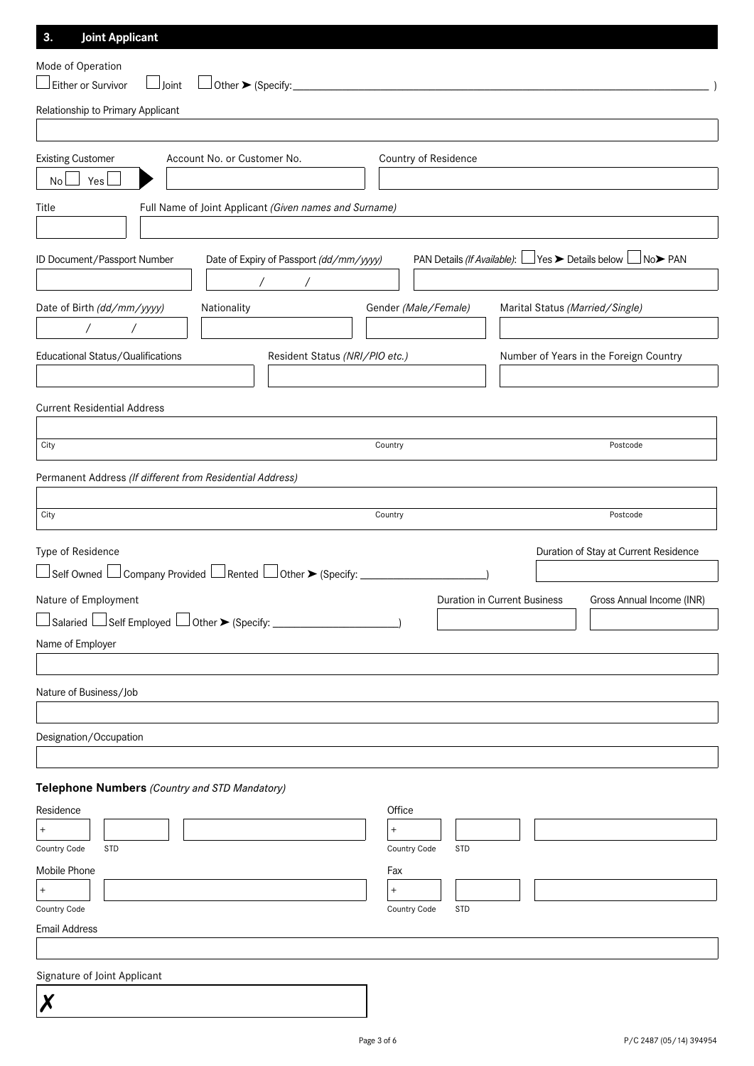## 3. Joint Applicant

Mode of Operation

☐ Either or Survivor ☐ Joint ☐ Other ➤ (Specify: ______________________________ )

Relationship to Primary Applicant

______________________________

| Existing Customer | Account No. or Customer No. | Country of Residence |
|---|---|---|
| No ☐ Yes ☐ ➤ | | |

| Title | Full Name of Joint Applicant *(Given names and Surname)* |
|---|---|
| | |

| ID Document/Passport Number | Date of Expiry of Passport *(dd/mm/yyyy)* | PAN Details *(If Available)*: ☐ Yes ➤ Details below ☐ No ➤ PAN |
|---|---|---|
| | / / | |

| Date of Birth *(dd/mm/yyyy)* | Nationality | Gender *(Male/Female)* | Marital Status *(Married/Single)* |
|---|---|---|---|
| / / | | | |

| Educational Status/Qualifications | Resident Status *(NRI/PIO etc.)* | Number of Years in the Foreign Country |
|---|---|---|
| | | |

Current Residential Address

______________________________

| City | Country | Postcode |
|---|---|---|
| | | |

Permanent Address *(If different from Residential Address)*

______________________________

| City | Country | Postcode |
|---|---|---|
| | | |

Type of Residence

☐ Self Owned ☐ Company Provided ☐ Rented ☐ Other ➤ (Specify: ______________________ )

Duration of Stay at Current Residence

______________________________

Nature of Employment

☐ Salaried ☐ Self Employed ☐ Other ➤ (Specify: ______________________ )

| Duration in Current Business | Gross Annual Income (INR) |
|---|---|
| | |

Name of Employer

______________________________

Nature of Business/Job

______________________________

Designation/Occupation

______________________________

**Telephone Numbers** *(Country and STD Mandatory)*

Residence

| + | | |
|---|---|---|
| Country Code | STD | |

Office

| + | | |
|---|---|---|
| Country Code | STD | |

Mobile Phone

| + | |
|---|---|
| Country Code | |

Fax

| + | | |
|---|---|---|
| Country Code | STD | |

Email Address

______________________________

Signature of Joint Applicant

✗ ______________________________

P/C 2487 (05/14) 394954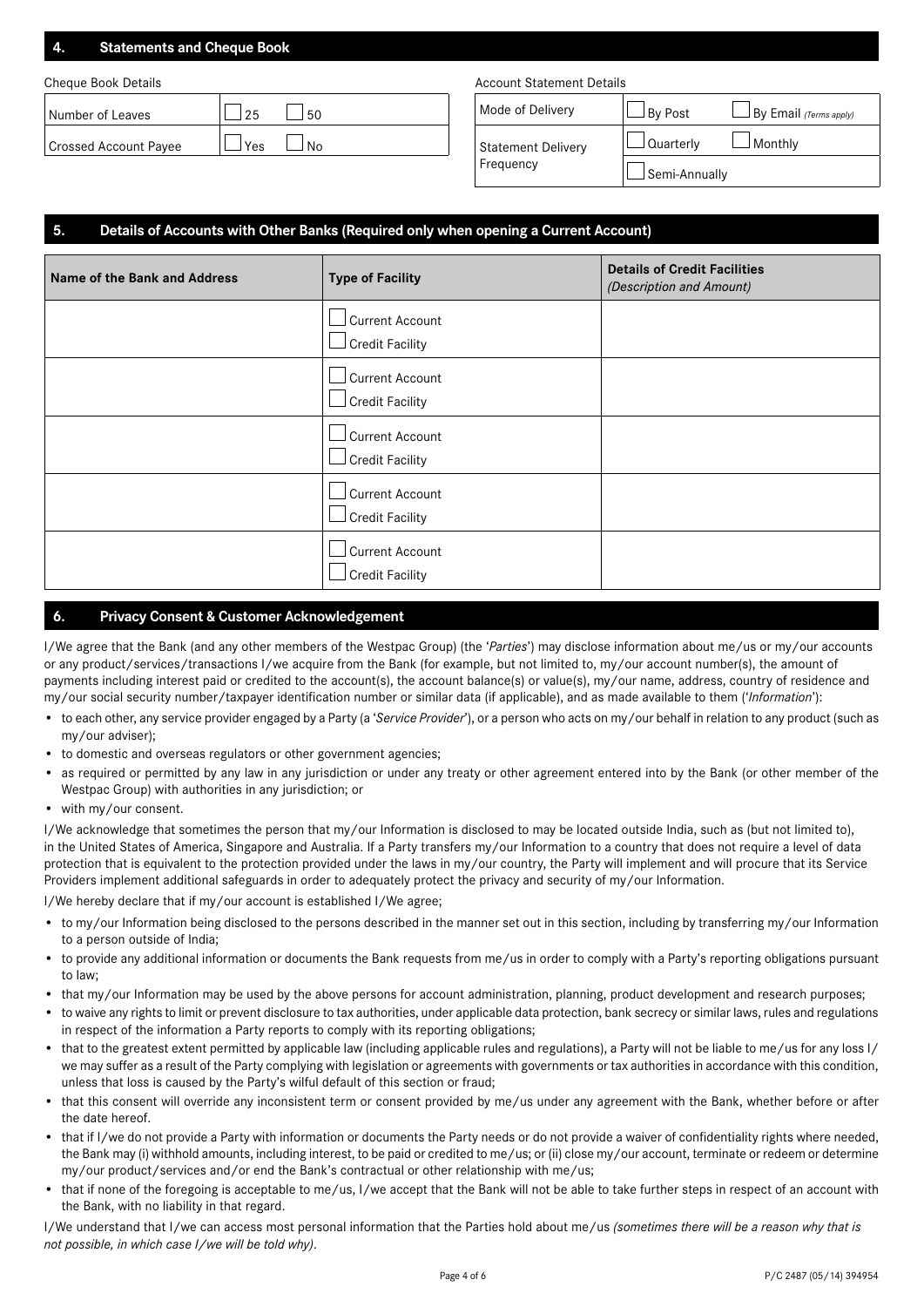## 4. Statements and Cheque Book

Cheque Book Details

| Number of Leaves | ☐ 25 ☐ 50 |
| --- | --- |
| Crossed Account Payee | ☐ Yes ☐ No |

Account Statement Details

| Mode of Delivery | ☐ By Post ☐ By Email *(Terms apply)* |
| --- | --- |
| Statement Delivery Frequency | ☐ Quarterly ☐ Monthly<br>☐ Semi-Annually |

## 5. Details of Accounts with Other Banks (Required only when opening a Current Account)

| Name of the Bank and Address | Type of Facility | Details of Credit Facilities *(Description and Amount)* |
| --- | --- | --- |
| | ☐ Current Account<br>☐ Credit Facility | |
| | ☐ Current Account<br>☐ Credit Facility | |
| | ☐ Current Account<br>☐ Credit Facility | |
| | ☐ Current Account<br>☐ Credit Facility | |
| | ☐ Current Account<br>☐ Credit Facility | |

## 6. Privacy Consent & Customer Acknowledgement

I/We agree that the Bank (and any other members of the Westpac Group) (the '*Parties*') may disclose information about me/us or my/our accounts or any product/services/transactions I/we acquire from the Bank (for example, but not limited to, my/our account number(s), the amount of payments including interest paid or credited to the account(s), the account balance(s) or value(s), my/our name, address, country of residence and my/our social security number/taxpayer identification number or similar data (if applicable), and as made available to them ('*Information*'):

- to each other, any service provider engaged by a Party (a '*Service Provider*'), or a person who acts on my/our behalf in relation to any product (such as my/our adviser);
- to domestic and overseas regulators or other government agencies;
- as required or permitted by any law in any jurisdiction or under any treaty or other agreement entered into by the Bank (or other member of the Westpac Group) with authorities in any jurisdiction; or
- with my/our consent.

I/We acknowledge that sometimes the person that my/our Information is disclosed to may be located outside India, such as (but not limited to), in the United States of America, Singapore and Australia. If a Party transfers my/our Information to a country that does not require a level of data protection that is equivalent to the protection provided under the laws in my/our country, the Party will implement and will procure that its Service Providers implement additional safeguards in order to adequately protect the privacy and security of my/our Information.

I/We hereby declare that if my/our account is established I/We agree;

- to my/our Information being disclosed to the persons described in the manner set out in this section, including by transferring my/our Information to a person outside of India;
- to provide any additional information or documents the Bank requests from me/us in order to comply with a Party's reporting obligations pursuant to law;
- that my/our Information may be used by the above persons for account administration, planning, product development and research purposes;
- to waive any rights to limit or prevent disclosure to tax authorities, under applicable data protection, bank secrecy or similar laws, rules and regulations in respect of the information a Party reports to comply with its reporting obligations;
- that to the greatest extent permitted by applicable law (including applicable rules and regulations), a Party will not be liable to me/us for any loss I/we may suffer as a result of the Party complying with legislation or agreements with governments or tax authorities in accordance with this condition, unless that loss is caused by the Party's wilful default of this section or fraud;
- that this consent will override any inconsistent term or consent provided by me/us under any agreement with the Bank, whether before or after the date hereof.
- that if I/we do not provide a Party with information or documents the Party needs or do not provide a waiver of confidentiality rights where needed, the Bank may (i) withhold amounts, including interest, to be paid or credited to me/us; or (ii) close my/our account, terminate or redeem or determine my/our product/services and/or end the Bank's contractual or other relationship with me/us;
- that if none of the foregoing is acceptable to me/us, I/we accept that the Bank will not be able to take further steps in respect of an account with the Bank, with no liability in that regard.

I/We understand that I/we can access most personal information that the Parties hold about me/us *(sometimes there will be a reason why that is not possible, in which case I/we will be told why).*

P/C 2487 (05/14) 394954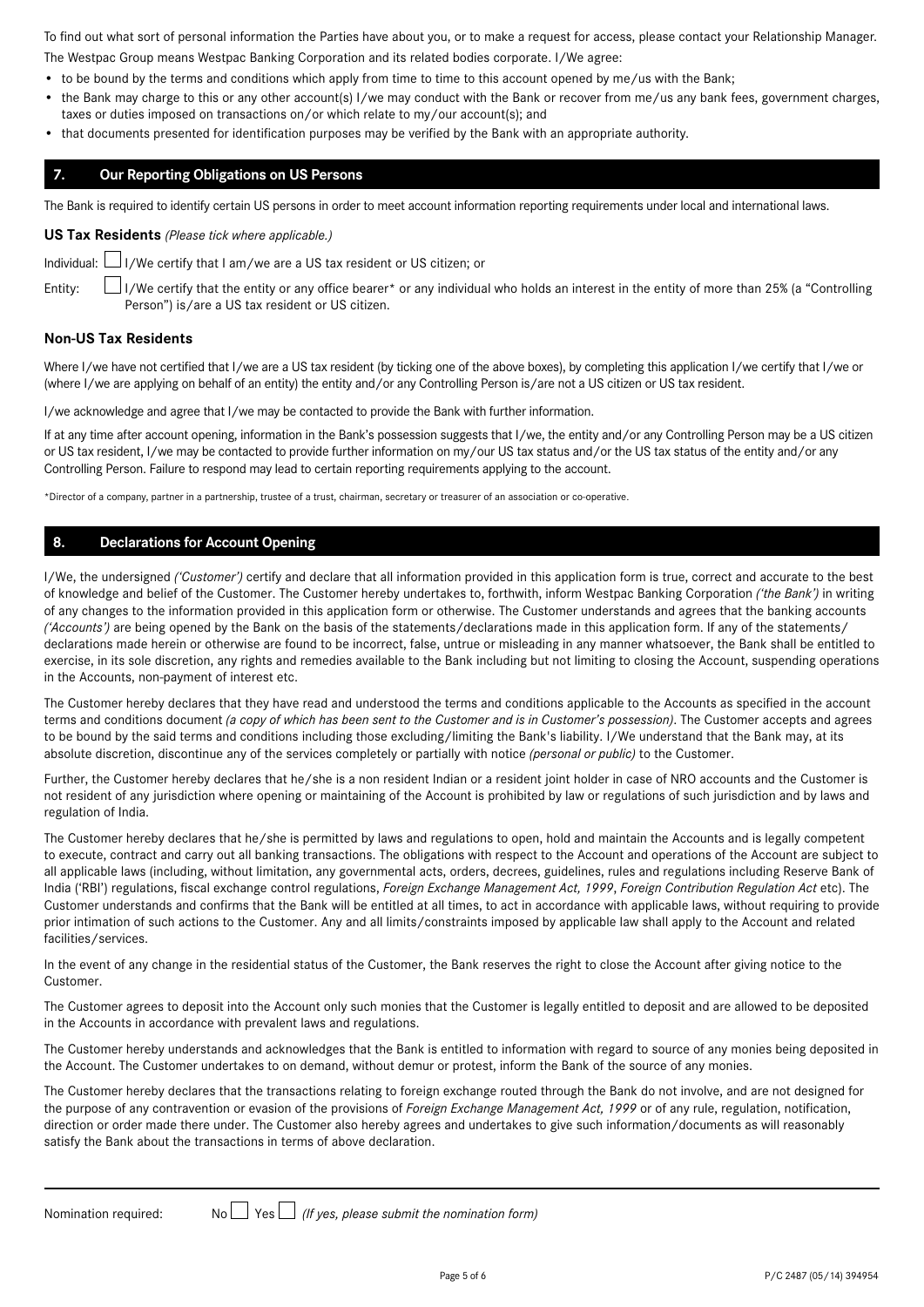To find out what sort of personal information the Parties have about you, or to make a request for access, please contact your Relationship Manager.

The Westpac Group means Westpac Banking Corporation and its related bodies corporate. I/We agree:

- to be bound by the terms and conditions which apply from time to time to this account opened by me/us with the Bank;
- the Bank may charge to this or any other account(s) I/we may conduct with the Bank or recover from me/us any bank fees, government charges, taxes or duties imposed on transactions on/or which relate to my/our account(s); and
- that documents presented for identification purposes may be verified by the Bank with an appropriate authority.

## 7. Our Reporting Obligations on US Persons

The Bank is required to identify certain US persons in order to meet account information reporting requirements under local and international laws.

**US Tax Residents** *(Please tick where applicable.)*

Individual: ☐ I/We certify that I am/we are a US tax resident or US citizen; or

Entity: ☐ I/We certify that the entity or any office bearer* or any individual who holds an interest in the entity of more than 25% (a "Controlling Person") is/are a US tax resident or US citizen.

### Non-US Tax Residents

Where I/we have not certified that I/we are a US tax resident (by ticking one of the above boxes), by completing this application I/we certify that I/we or (where I/we are applying on behalf of an entity) the entity and/or any Controlling Person is/are not a US citizen or US tax resident.

I/we acknowledge and agree that I/we may be contacted to provide the Bank with further information.

If at any time after account opening, information in the Bank's possession suggests that I/we, the entity and/or any Controlling Person may be a US citizen or US tax resident, I/we may be contacted to provide further information on my/our US tax status and/or the US tax status of the entity and/or any Controlling Person. Failure to respond may lead to certain reporting requirements applying to the account.

*Director of a company, partner in a partnership, trustee of a trust, chairman, secretary or treasurer of an association or co-operative.

## 8. Declarations for Account Opening

I/We, the undersigned *('Customer')* certify and declare that all information provided in this application form is true, correct and accurate to the best of knowledge and belief of the Customer. The Customer hereby undertakes to, forthwith, inform Westpac Banking Corporation *('the Bank')* in writing of any changes to the information provided in this application form or otherwise. The Customer understands and agrees that the banking accounts *('Accounts')* are being opened by the Bank on the basis of the statements/declarations made in this application form. If any of the statements/declarations made herein or otherwise are found to be incorrect, false, untrue or misleading in any manner whatsoever, the Bank shall be entitled to exercise, in its sole discretion, any rights and remedies available to the Bank including but not limiting to closing the Account, suspending operations in the Accounts, non-payment of interest etc.

The Customer hereby declares that they have read and understood the terms and conditions applicable to the Accounts as specified in the account terms and conditions document *(a copy of which has been sent to the Customer and is in Customer's possession)*. The Customer accepts and agrees to be bound by the said terms and conditions including those excluding/limiting the Bank's liability. I/We understand that the Bank may, at its absolute discretion, discontinue any of the services completely or partially with notice *(personal or public)* to the Customer.

Further, the Customer hereby declares that he/she is a non resident Indian or a resident joint holder in case of NRO accounts and the Customer is not resident of any jurisdiction where opening or maintaining of the Account is prohibited by law or regulations of such jurisdiction and by laws and regulation of India.

The Customer hereby declares that he/she is permitted by laws and regulations to open, hold and maintain the Accounts and is legally competent to execute, contract and carry out all banking transactions. The obligations with respect to the Account and operations of the Account are subject to all applicable laws (including, without limitation, any governmental acts, orders, decrees, guidelines, rules and regulations including Reserve Bank of India ('RBI') regulations, fiscal exchange control regulations, *Foreign Exchange Management Act, 1999*, *Foreign Contribution Regulation Act* etc). The Customer understands and confirms that the Bank will be entitled at all times, to act in accordance with applicable laws, without requiring to provide prior intimation of such actions to the Customer. Any and all limits/constraints imposed by applicable law shall apply to the Account and related facilities/services.

In the event of any change in the residential status of the Customer, the Bank reserves the right to close the Account after giving notice to the Customer.

The Customer agrees to deposit into the Account only such monies that the Customer is legally entitled to deposit and are allowed to be deposited in the Accounts in accordance with prevalent laws and regulations.

The Customer hereby understands and acknowledges that the Bank is entitled to information with regard to source of any monies being deposited in the Account. The Customer undertakes to on demand, without demur or protest, inform the Bank of the source of any monies.

The Customer hereby declares that the transactions relating to foreign exchange routed through the Bank do not involve, and are not designed for the purpose of any contravention or evasion of the provisions of *Foreign Exchange Management Act, 1999* or of any rule, regulation, notification, direction or order made there under. The Customer also hereby agrees and undertakes to give such information/documents as will reasonably satisfy the Bank about the transactions in terms of above declaration.

---

Nomination required: No ☐ Yes ☐ *(If yes, please submit the nomination form)*

P/C 2487 (05/14) 394954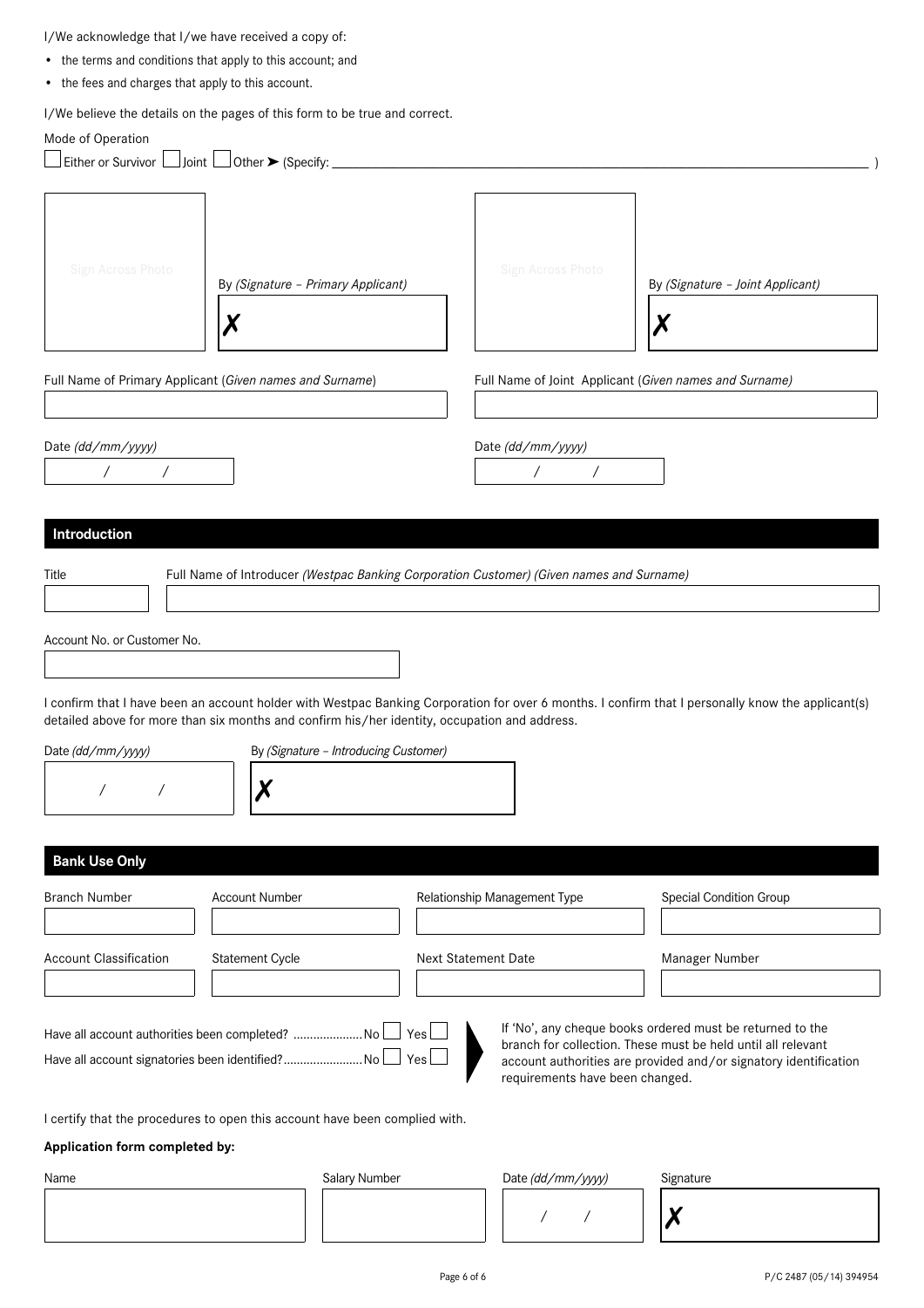I/We acknowledge that I/we have received a copy of:

- the terms and conditions that apply to this account; and
- the fees and charges that apply to this account.

I/We believe the details on the pages of this form to be true and correct.

Mode of Operation

☐ Either or Survivor ☐ Joint ☐ Other ➤ (Specify: ____________________ )

Sign Across Photo

By *(Signature – Primary Applicant)*

✗

Sign Across Photo

By *(Signature – Joint Applicant)*

✗

Full Name of Primary Applicant (*Given names and Surname*)

Full Name of Joint Applicant (*Given names and Surname*)

Date *(dd/mm/yyyy)*

/ /

Date *(dd/mm/yyyy)*

/ /

## Introduction

Title

Full Name of Introducer *(Westpac Banking Corporation Customer) (Given names and Surname)*

Account No. or Customer No.

I confirm that I have been an account holder with Westpac Banking Corporation for over 6 months. I confirm that I personally know the applicant(s) detailed above for more than six months and confirm his/her identity, occupation and address.

Date *(dd/mm/yyyy)*

/ /

By *(Signature – Introducing Customer)*

✗

## Bank Use Only

| Branch Number | Account Number | Relationship Management Type | Special Condition Group |
|---|---|---|---|
| | | | |

| Account Classification | Statement Cycle | Next Statement Date | Manager Number |
|---|---|---|---|
| | | | |

Have all account authorities been completed? .................... No ☐ Yes ☐

Have all account signatories been identified?........................ No ☐ Yes ☐

If 'No', any cheque books ordered must be returned to the branch for collection. These must be held until all relevant account authorities are provided and/or signatory identification requirements have been changed.

I certify that the procedures to open this account have been complied with.

**Application form completed by:**

| Name | Salary Number | Date *(dd/mm/yyyy)* | Signature |
|---|---|---|---|
| | | / / | ✗ |

P/C 2487 (05/14) 394954